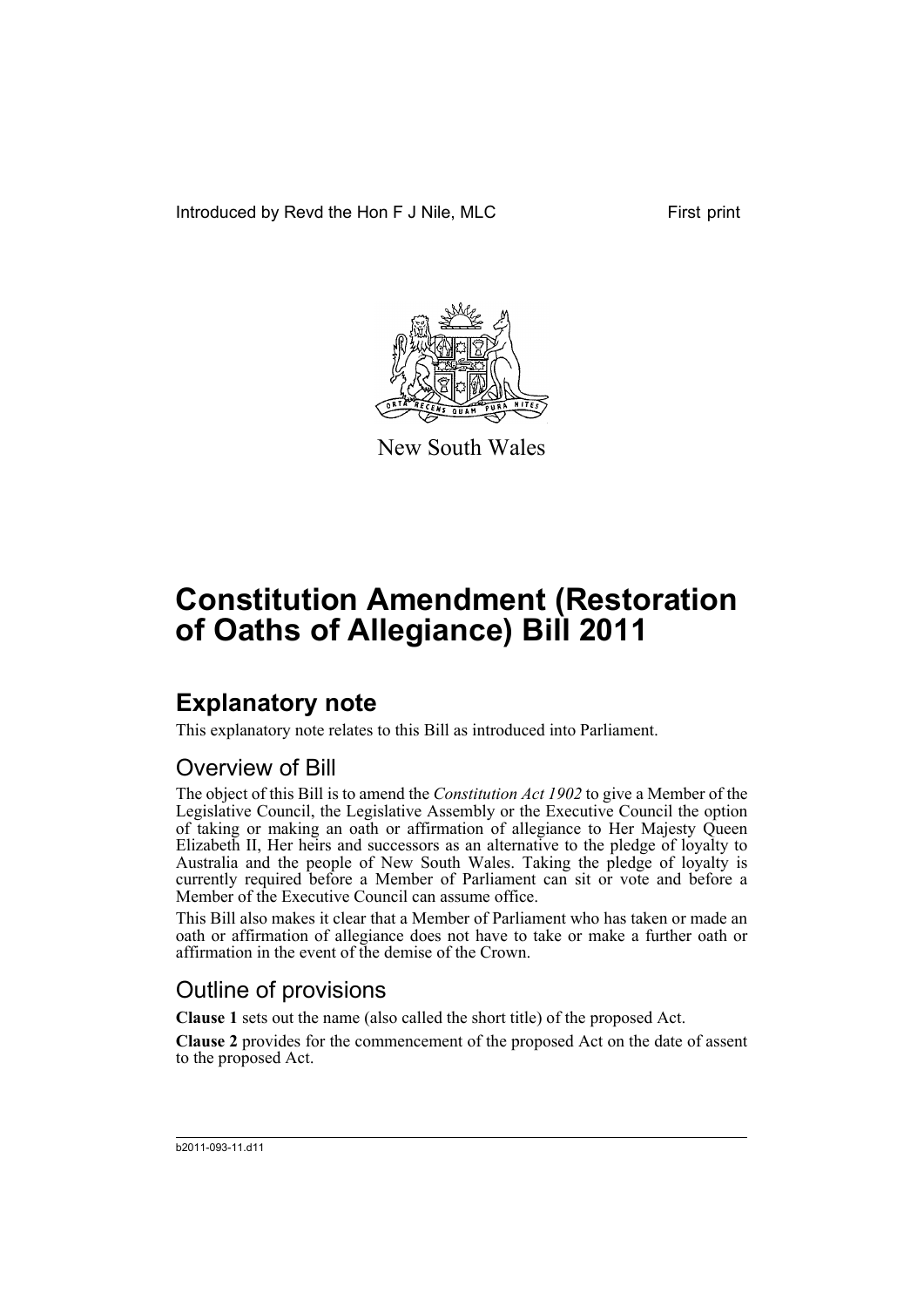Introduced by Revd the Hon F J Nile, MLC

First print

New South Wales

# Constitution Amendment (Restoration of Oaths of Allegiance) Bill 2011

## Explanatory note

This explanatory note relates to this Bill as introduced into Parliament.

### Overview of Bill

The object of this Bill is to amend the *Constitution Act 1902* to give a Member of the Legislative Council, the Legislative Assembly or the Executive Council the option of taking or making an oath or affirmation of allegiance to Her Majesty Queen Elizabeth II, Her heirs and successors as an alternative to the pledge of loyalty to Australia and the people of New South Wales. Taking the pledge of loyalty is currently required before a Member of Parliament can sit or vote and before a Member of the Executive Council can assume office.

This Bill also makes it clear that a Member of Parliament who has taken or made an oath or affirmation of allegiance does not have to take or make a further oath or affirmation in the event of the demise of the Crown.

### Outline of provisions

**Clause 1** sets out the name (also called the short title) of the proposed Act.

**Clause 2** provides for the commencement of the proposed Act on the date of assent to the proposed Act.

b2011-093-11.d11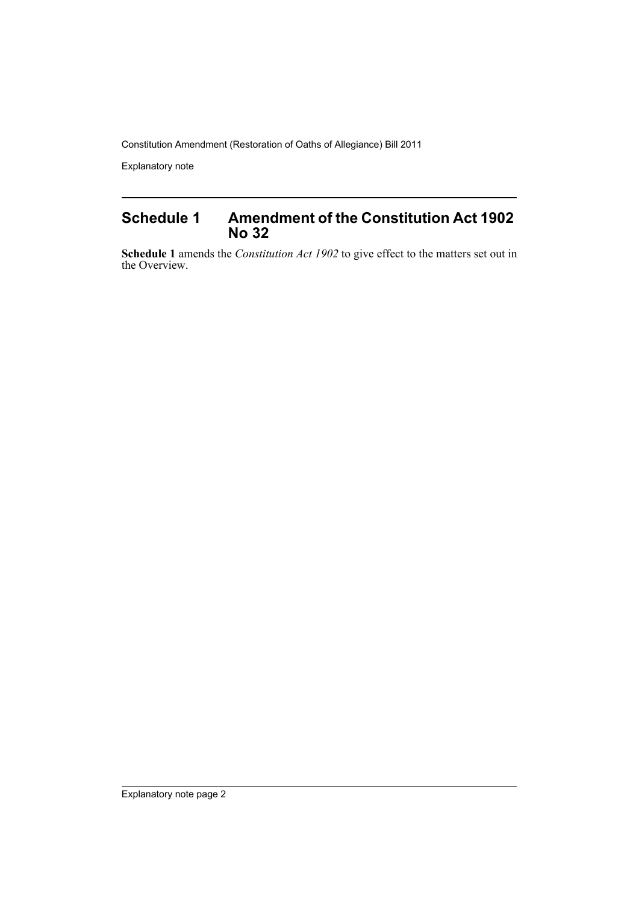## Schedule 1 Amendment of the Constitution Act 1902 No 32

**Schedule 1** amends the *Constitution Act 1902* to give effect to the matters set out in the Overview.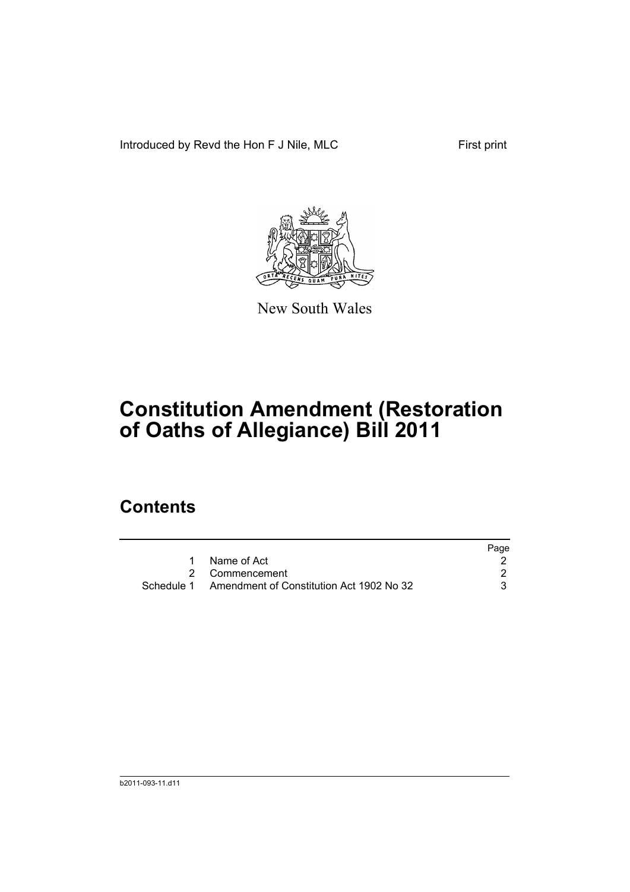Introduced by Revd the Hon F J Nile, MLC

First print

New South Wales

# Constitution Amendment (Restoration of Oaths of Allegiance) Bill 2011

## Contents

| | | Page |
|---|---|---|
| 1 | Name of Act | 2 |
| 2 | Commencement | 2 |
| Schedule 1 | Amendment of Constitution Act 1902 No 32 | 3 |

b2011-093-11.d11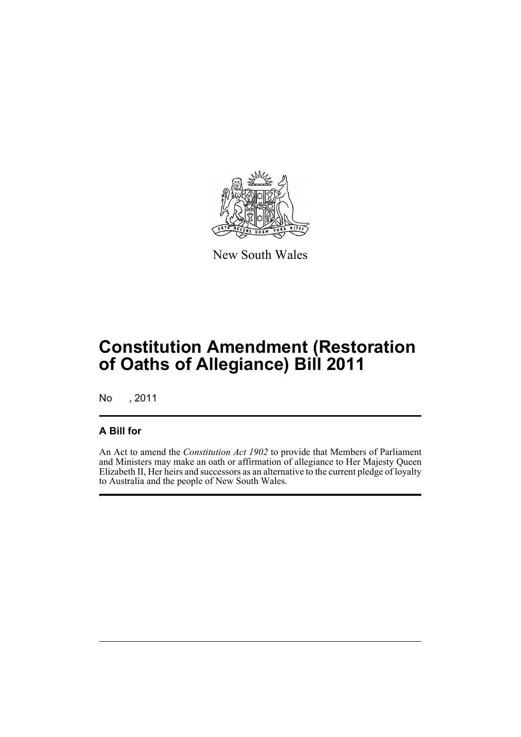New South Wales

# Constitution Amendment (Restoration of Oaths of Allegiance) Bill 2011

No , 2011

## A Bill for

An Act to amend the *Constitution Act 1902* to provide that Members of Parliament and Ministers may make an oath or affirmation of allegiance to Her Majesty Queen Elizabeth II, Her heirs and successors as an alternative to the current pledge of loyalty to Australia and the people of New South Wales.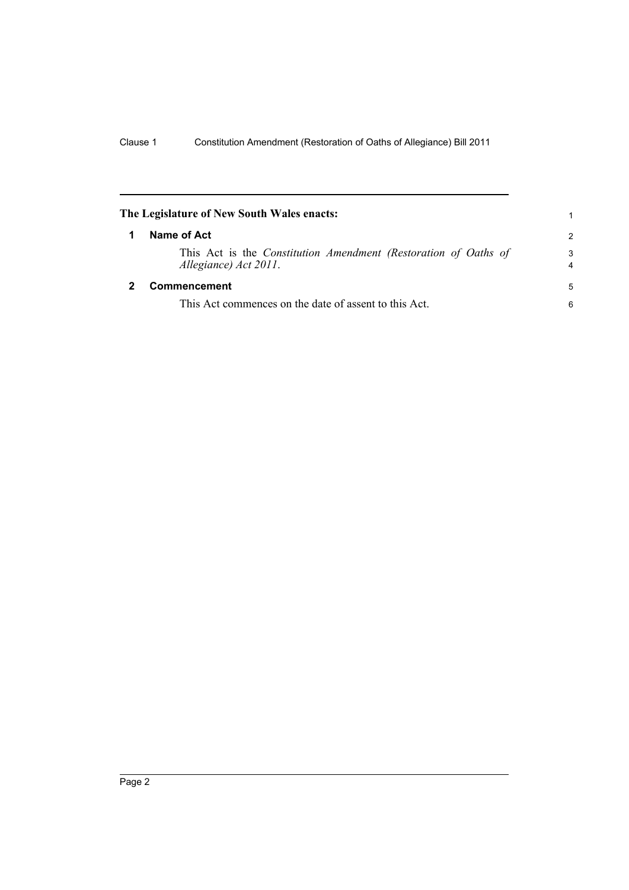**The Legislature of New South Wales enacts:**

## 1 Name of Act

This Act is the *Constitution Amendment (Restoration of Oaths of Allegiance) Act 2011*.

## 2 Commencement

This Act commences on the date of assent to this Act.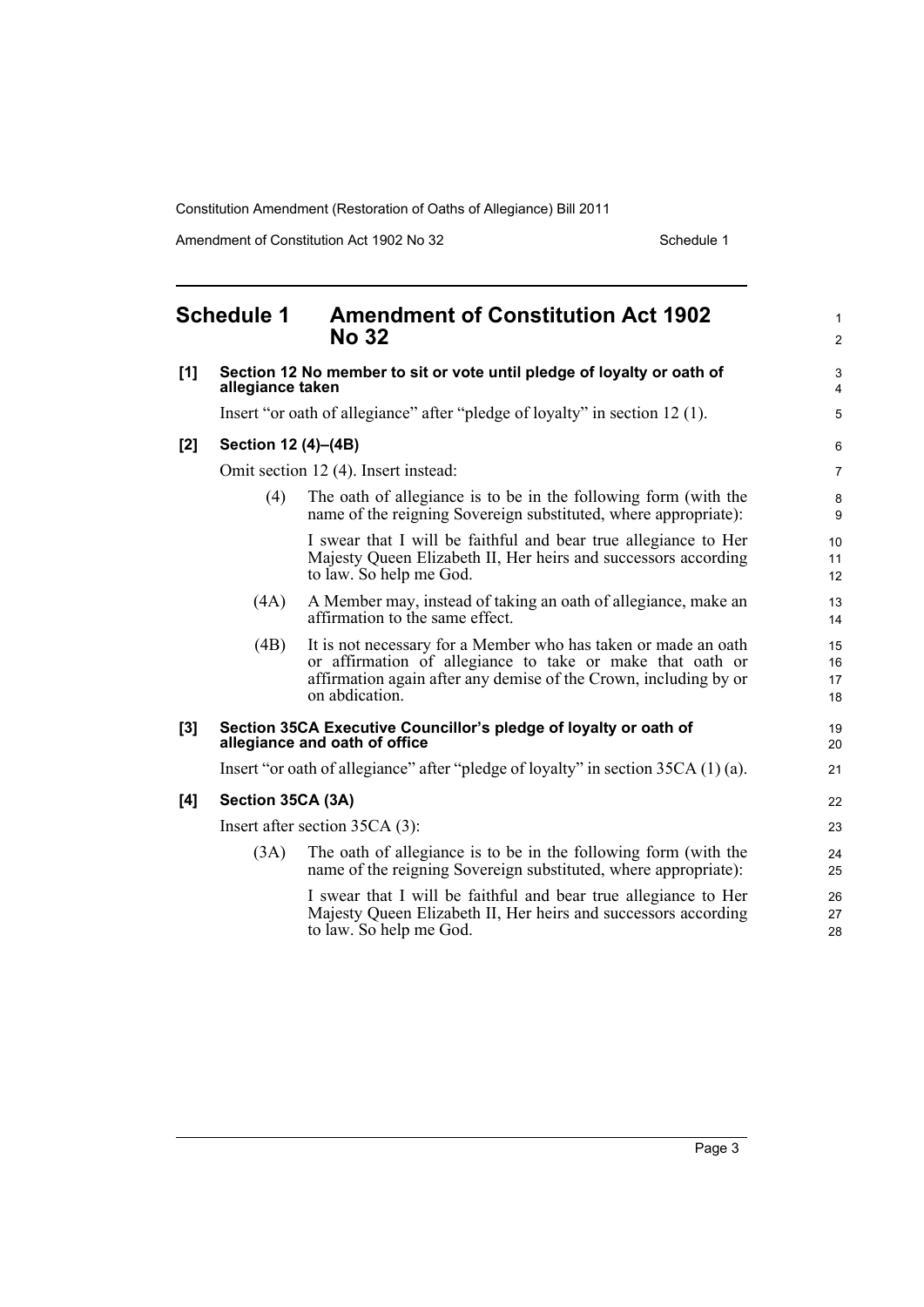## Schedule 1 Amendment of Constitution Act 1902 No 32

**[1] Section 12 No member to sit or vote until pledge of loyalty or oath of allegiance taken**

Insert "or oath of allegiance" after "pledge of loyalty" in section 12 (1).

**[2] Section 12 (4)–(4B)**

Omit section 12 (4). Insert instead:

(4) The oath of allegiance is to be in the following form (with the name of the reigning Sovereign substituted, where appropriate):

I swear that I will be faithful and bear true allegiance to Her Majesty Queen Elizabeth II, Her heirs and successors according to law. So help me God.

(4A) A Member may, instead of taking an oath of allegiance, make an affirmation to the same effect.

(4B) It is not necessary for a Member who has taken or made an oath or affirmation of allegiance to take or make that oath or affirmation again after any demise of the Crown, including by or on abdication.

**[3] Section 35CA Executive Councillor's pledge of loyalty or oath of allegiance and oath of office**

Insert "or oath of allegiance" after "pledge of loyalty" in section 35CA (1) (a).

**[4] Section 35CA (3A)**

Insert after section 35CA (3):

(3A) The oath of allegiance is to be in the following form (with the name of the reigning Sovereign substituted, where appropriate):

I swear that I will be faithful and bear true allegiance to Her Majesty Queen Elizabeth II, Her heirs and successors according to law. So help me God.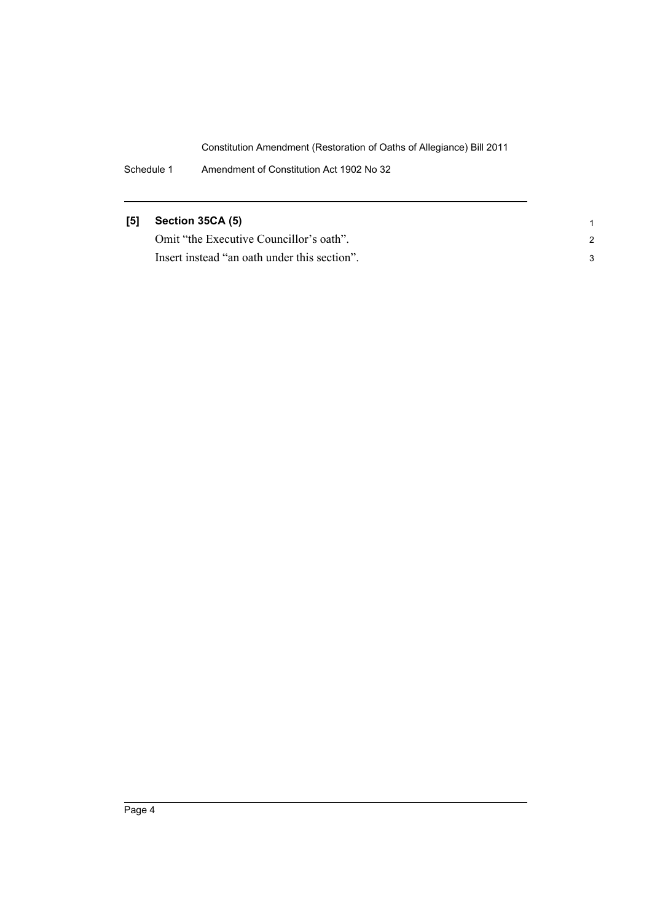**[5] Section 35CA (5)**

Omit "the Executive Councillor's oath".

Insert instead "an oath under this section".